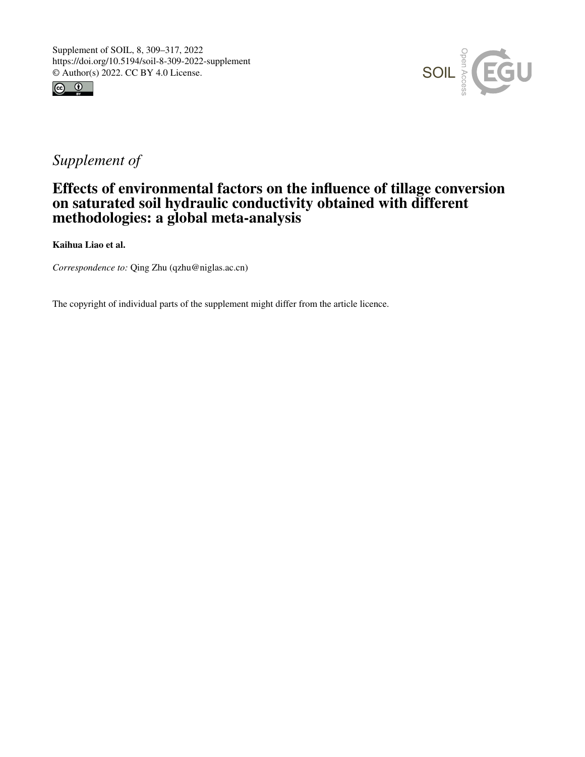Supplement of SOIL, 8, 309–317, 2022
https://doi.org/10.5194/soil-8-309-2022-supplement
© Author(s) 2022. CC BY 4.0 License.

*Supplement of*

# Effects of environmental factors on the influence of tillage conversion on saturated soil hydraulic conductivity obtained with different methodologies: a global meta-analysis

**Kaihua Liao et al.**

*Correspondence to:* Qing Zhu (qzhu@niglas.ac.cn)

The copyright of individual parts of the supplement might differ from the article licence.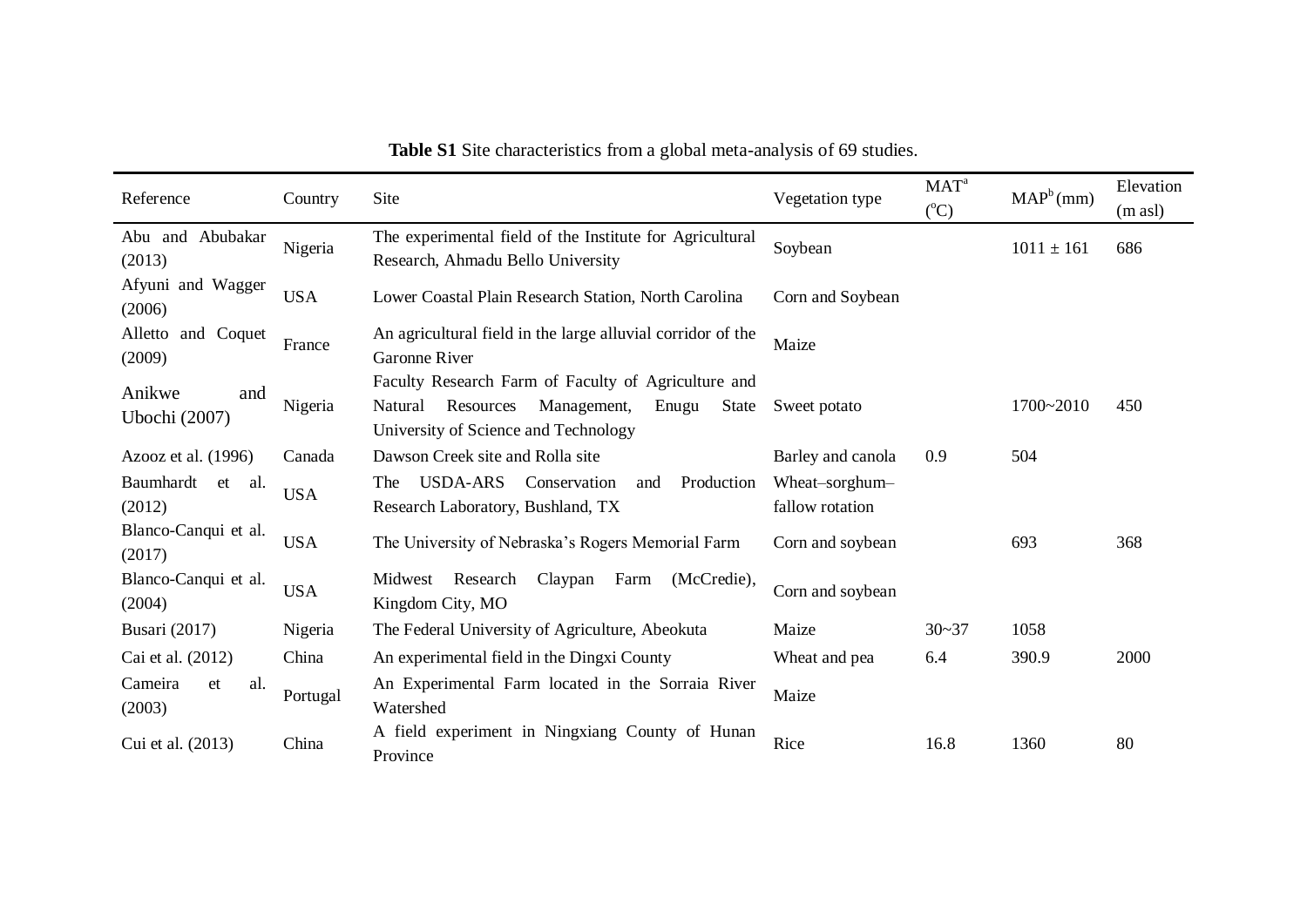**Table S1** Site characteristics from a global meta-analysis of 69 studies.

| Reference | Country | Site | Vegetation type | MAT[a] (°C) | MAP[b] (mm) | Elevation (m asl) |
|---|---|---|---|---|---|---|
| Abu and Abubakar (2013) | Nigeria | The experimental field of the Institute for Agricultural Research, Ahmadu Bello University | Soybean | | 1011 ± 161 | 686 |
| Afyuni and Wagger (2006) | USA | Lower Coastal Plain Research Station, North Carolina | Corn and Soybean | | | |
| Alletto and Coquet (2009) | France | An agricultural field in the large alluvial corridor of the Garonne River | Maize | | | |
| Anikwe and Ubochi (2007) | Nigeria | Faculty Research Farm of Faculty of Agriculture and Natural Resources Management, Enugu State University of Science and Technology | Sweet potato | | 1700~2010 | 450 |
| Azooz et al. (1996) | Canada | Dawson Creek site and Rolla site | Barley and canola | 0.9 | 504 | |
| Baumhardt et al. (2012) | USA | The USDA-ARS Conservation and Production Research Laboratory, Bushland, TX | Wheat–sorghum–fallow rotation | | | |
| Blanco-Canqui et al. (2017) | USA | The University of Nebraska's Rogers Memorial Farm | Corn and soybean | | 693 | 368 |
| Blanco-Canqui et al. (2004) | USA | Midwest Research Claypan Farm (McCredie), Kingdom City, MO | Corn and soybean | | | |
| Busari (2017) | Nigeria | The Federal University of Agriculture, Abeokuta | Maize | 30~37 | 1058 | |
| Cai et al. (2012) | China | An experimental field in the Dingxi County | Wheat and pea | 6.4 | 390.9 | 2000 |
| Cameira et al. (2003) | Portugal | An Experimental Farm located in the Sorraia River Watershed | Maize | | | |
| Cui et al. (2013) | China | A field experiment in Ningxiang County of Hunan Province | Rice | 16.8 | 1360 | 80 |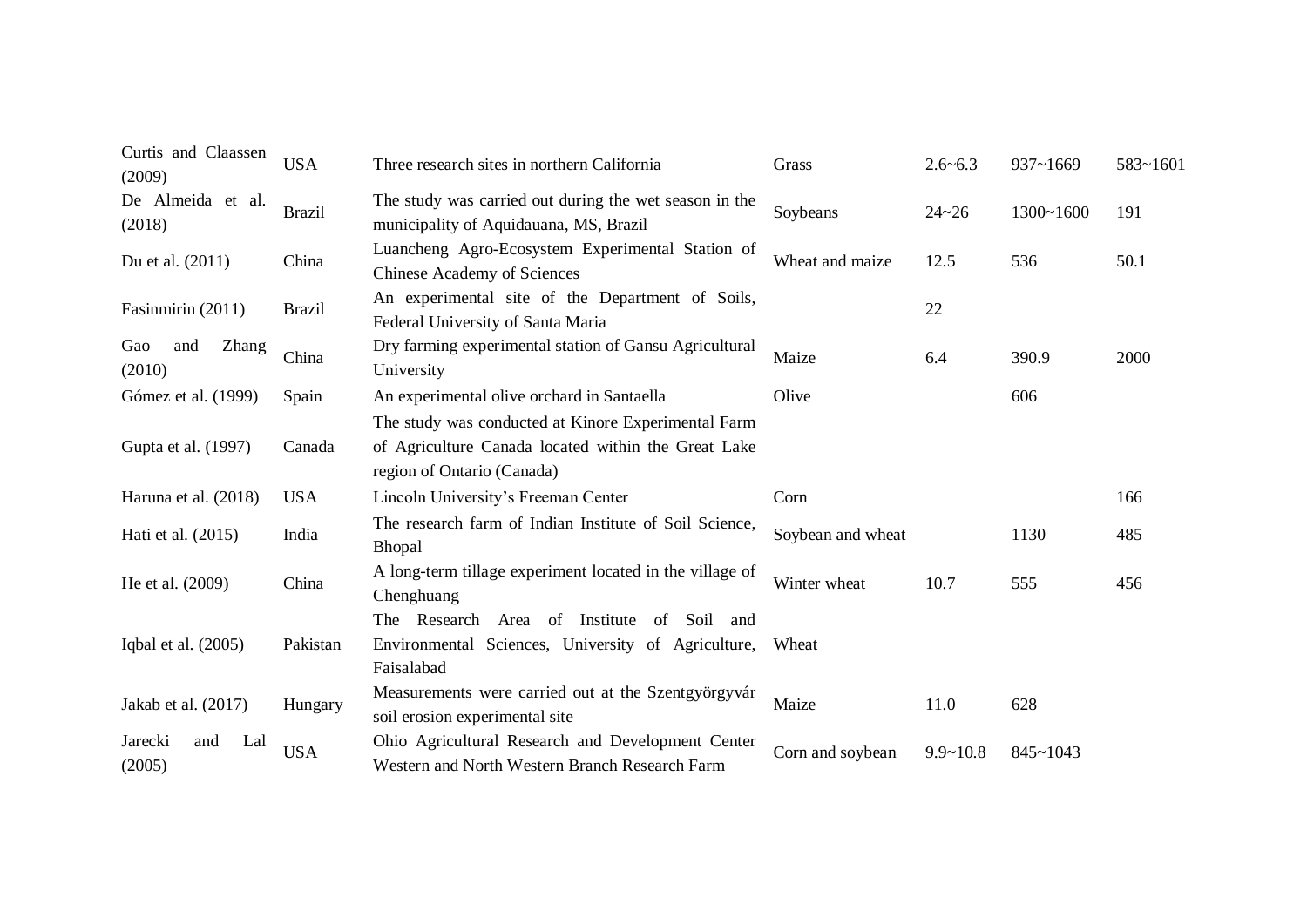| | | | | | | |
|---|---|---|---|---|---|---|
| Curtis and Claassen (2009) | USA | Three research sites in northern California | Grass | 2.6~6.3 | 937~1669 | 583~1601 |
| De Almeida et al. (2018) | Brazil | The study was carried out during the wet season in the municipality of Aquidauana, MS, Brazil | Soybeans | 24~26 | 1300~1600 | 191 |
| Du et al. (2011) | China | Luancheng Agro-Ecosystem Experimental Station of Chinese Academy of Sciences | Wheat and maize | 12.5 | 536 | 50.1 |
| Fasinmirin (2011) | Brazil | An experimental site of the Department of Soils, Federal University of Santa Maria | | 22 | | |
| Gao and Zhang (2010) | China | Dry farming experimental station of Gansu Agricultural University | Maize | 6.4 | 390.9 | 2000 |
| Gómez et al. (1999) | Spain | An experimental olive orchard in Santaella | Olive | | 606 | |
| Gupta et al. (1997) | Canada | The study was conducted at Kinore Experimental Farm of Agriculture Canada located within the Great Lake region of Ontario (Canada) | | | | |
| Haruna et al. (2018) | USA | Lincoln University's Freeman Center | Corn | | | 166 |
| Hati et al. (2015) | India | The research farm of Indian Institute of Soil Science, Bhopal | Soybean and wheat | | 1130 | 485 |
| He et al. (2009) | China | A long-term tillage experiment located in the village of Chenghuang | Winter wheat | 10.7 | 555 | 456 |
| Iqbal et al. (2005) | Pakistan | The Research Area of Institute of Soil and Environmental Sciences, University of Agriculture, Faisalabad | Wheat | | | |
| Jakab et al. (2017) | Hungary | Measurements were carried out at the Szentgyörgyvár soil erosion experimental site | Maize | 11.0 | 628 | |
| Jarecki and Lal (2005) | USA | Ohio Agricultural Research and Development Center Western and North Western Branch Research Farm | Corn and soybean | 9.9~10.8 | 845~1043 | |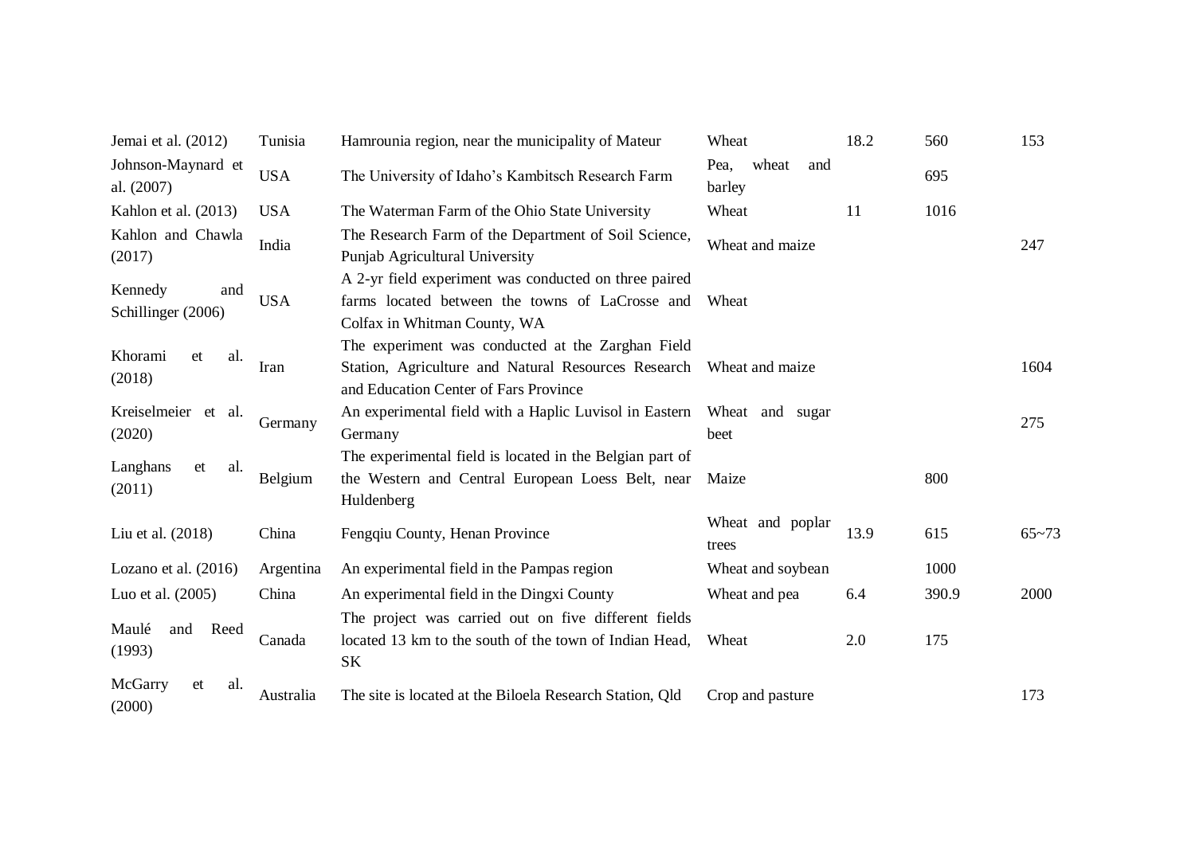| | | | | | | |
|---|---|---|---|---|---|---|
| Jemai et al. (2012) | Tunisia | Hamrounia region, near the municipality of Mateur | Wheat | 18.2 | 560 | 153 |
| Johnson-Maynard et al. (2007) | USA | The University of Idaho's Kambitsch Research Farm | Pea, wheat and barley | | 695 | |
| Kahlon et al. (2013) | USA | The Waterman Farm of the Ohio State University | Wheat | 11 | 1016 | |
| Kahlon and Chawla (2017) | India | The Research Farm of the Department of Soil Science, Punjab Agricultural University | Wheat and maize | | | 247 |
| Kennedy and Schillinger (2006) | USA | A 2-yr field experiment was conducted on three paired farms located between the towns of LaCrosse and Colfax in Whitman County, WA | Wheat | | | |
| Khorami et al. (2018) | Iran | The experiment was conducted at the Zarghan Field Station, Agriculture and Natural Resources Research and Education Center of Fars Province | Wheat and maize | | | 1604 |
| Kreiselmeier et al. (2020) | Germany | An experimental field with a Haplic Luvisol in Eastern Germany | Wheat and sugar beet | | | 275 |
| Langhans et al. (2011) | Belgium | The experimental field is located in the Belgian part of the Western and Central European Loess Belt, near Huldenberg | Maize | | 800 | |
| Liu et al. (2018) | China | Fengqiu County, Henan Province | Wheat and poplar trees | 13.9 | 615 | 65~73 |
| Lozano et al. (2016) | Argentina | An experimental field in the Pampas region | Wheat and soybean | | 1000 | |
| Luo et al. (2005) | China | An experimental field in the Dingxi County | Wheat and pea | 6.4 | 390.9 | 2000 |
| Maulé and Reed (1993) | Canada | The project was carried out on five different fields located 13 km to the south of the town of Indian Head, SK | Wheat | 2.0 | 175 | |
| McGarry et al. (2000) | Australia | The site is located at the Biloela Research Station, Qld | Crop and pasture | | | 173 |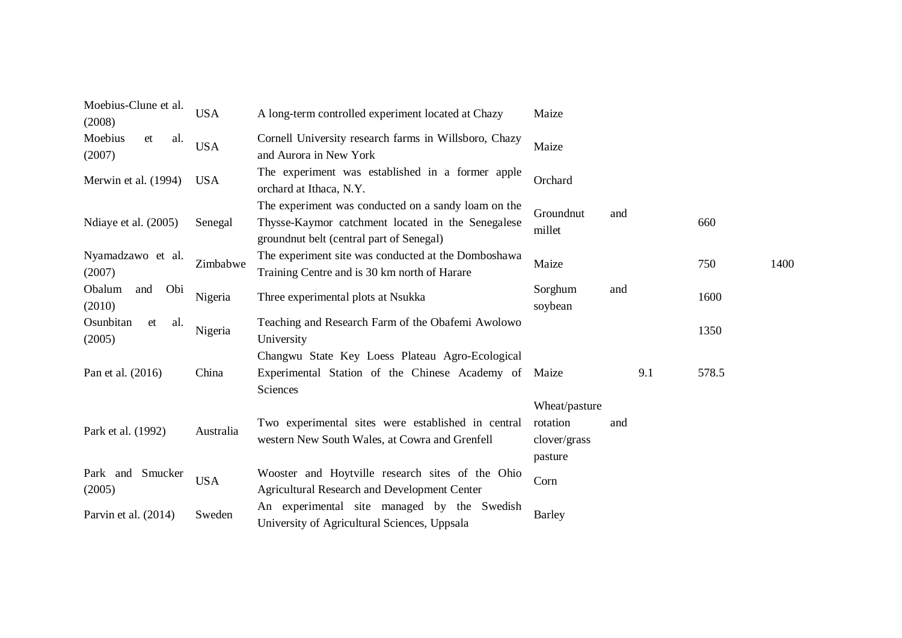| | | | | | | |
|---|---|---|---|---|---|---|
| Moebius-Clune et al. (2008) | USA | A long-term controlled experiment located at Chazy | Maize | | | |
| Moebius et al. (2007) | USA | Cornell University research farms in Willsboro, Chazy and Aurora in New York | Maize | | | |
| Merwin et al. (1994) | USA | The experiment was established in a former apple orchard at Ithaca, N.Y. | Orchard | | | |
| Ndiaye et al. (2005) | Senegal | The experiment was conducted on a sandy loam on the Thysse-Kaymor catchment located in the Senegalese groundnut belt (central part of Senegal) | Groundnut and millet | | 660 | |
| Nyamadzawo et al. (2007) | Zimbabwe | The experiment site was conducted at the Domboshawa Training Centre and is 30 km north of Harare | Maize | | 750 | 1400 |
| Obalum and Obi (2010) | Nigeria | Three experimental plots at Nsukka | Sorghum and soybean | | 1600 | |
| Osunbitan et al. (2005) | Nigeria | Teaching and Research Farm of the Obafemi Awolowo University | | | 1350 | |
| Pan et al. (2016) | China | Changwu State Key Loess Plateau Agro-Ecological Experimental Station of the Chinese Academy of Sciences | Maize | 9.1 | 578.5 | |
| Park et al. (1992) | Australia | Two experimental sites were established in central western New South Wales, at Cowra and Grenfell | Wheat/pasture rotation and clover/grass pasture | | | |
| Park and Smucker (2005) | USA | Wooster and Hoytville research sites of the Ohio Agricultural Research and Development Center | Corn | | | |
| Parvin et al. (2014) | Sweden | An experimental site managed by the Swedish University of Agricultural Sciences, Uppsala | Barley | | | |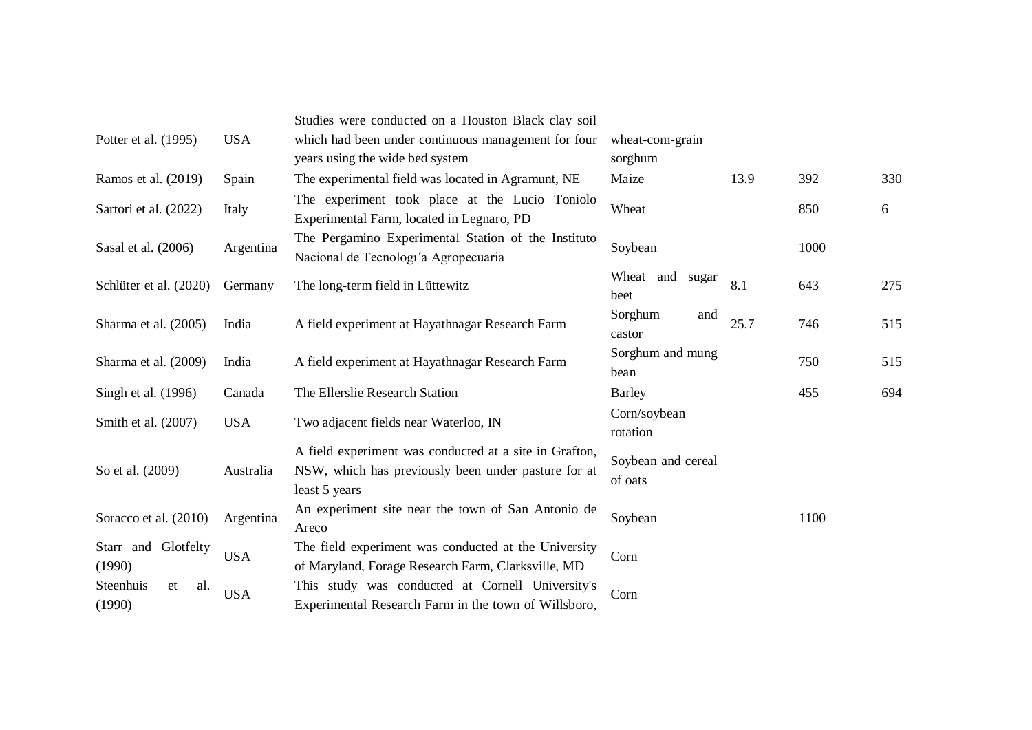| | | | | | | |
|---|---|---|---|---|---|---|
| Potter et al. (1995) | USA | Studies were conducted on a Houston Black clay soil which had been under continuous management for four years using the wide bed system | wheat-com-grain sorghum | | | |
| Ramos et al. (2019) | Spain | The experimental field was located in Agramunt, NE | Maize | 13.9 | 392 | 330 |
| Sartori et al. (2022) | Italy | The experiment took place at the Lucio Toniolo Experimental Farm, located in Legnaro, PD | Wheat | | 850 | 6 |
| Sasal et al. (2006) | Argentina | The Pergamino Experimental Station of the Instituto Nacional de Tecnologı´a Agropecuaria | Soybean | | 1000 | |
| Schlüter et al. (2020) | Germany | The long-term field in Lüttewitz | Wheat and sugar beet | 8.1 | 643 | 275 |
| Sharma et al. (2005) | India | A field experiment at Hayathnagar Research Farm | Sorghum and castor | 25.7 | 746 | 515 |
| Sharma et al. (2009) | India | A field experiment at Hayathnagar Research Farm | Sorghum and mung bean | | 750 | 515 |
| Singh et al. (1996) | Canada | The Ellerslie Research Station | Barley | | 455 | 694 |
| Smith et al. (2007) | USA | Two adjacent fields near Waterloo, IN | Corn/soybean rotation | | | |
| So et al. (2009) | Australia | A field experiment was conducted at a site in Grafton, NSW, which has previously been under pasture for at least 5 years | Soybean and cereal of oats | | | |
| Soracco et al. (2010) | Argentina | An experiment site near the town of San Antonio de Areco | Soybean | | 1100 | |
| Starr and Glotfelty (1990) | USA | The field experiment was conducted at the University of Maryland, Forage Research Farm, Clarksville, MD | Corn | | | |
| Steenhuis et al. (1990) | USA | This study was conducted at Cornell University's Experimental Research Farm in the town of Willsboro, | Corn | | | |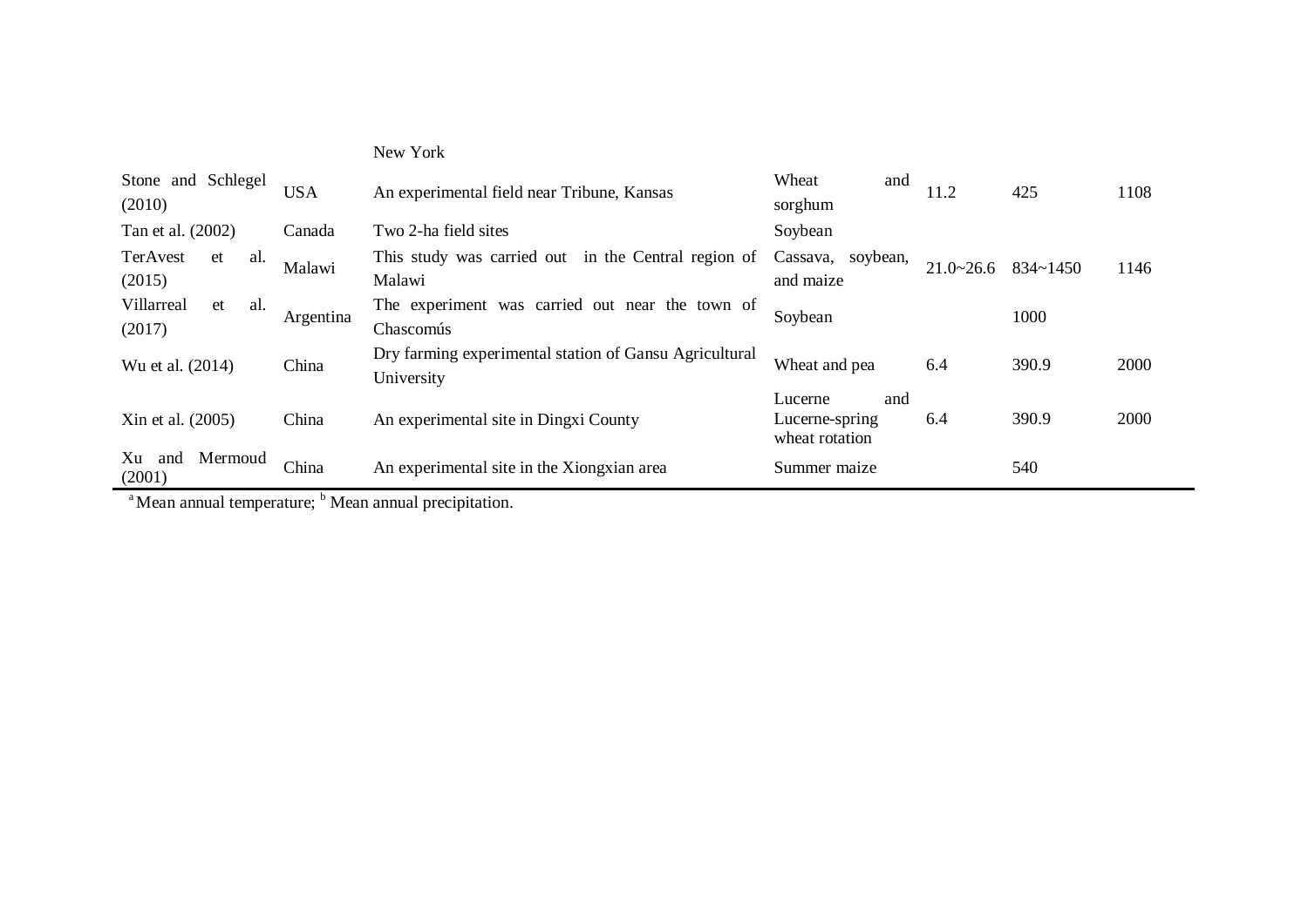| | | New York | | | | |
|---|---|---|---|---|---|---|
| Stone and Schlegel (2010) | USA | An experimental field near Tribune, Kansas | Wheat and sorghum | 11.2 | 425 | 1108 |
| Tan et al. (2002) | Canada | Two 2-ha field sites | Soybean | | | |
| TerAvest et al. (2015) | Malawi | This study was carried out in the Central region of Malawi | Cassava, soybean, and maize | 21.0~26.6 | 834~1450 | 1146 |
| Villarreal et al. (2017) | Argentina | The experiment was carried out near the town of Chascomús | Soybean | | 1000 | |
| Wu et al. (2014) | China | Dry farming experimental station of Gansu Agricultural University | Wheat and pea | 6.4 | 390.9 | 2000 |
| Xin et al. (2005) | China | An experimental site in Dingxi County | Lucerne and Lucerne-spring wheat rotation | 6.4 | 390.9 | 2000 |
| Xu and Mermoud (2001) | China | An experimental site in the Xiongxian area | Summer maize | | 540 | |

[a] Mean annual temperature; [b] Mean annual precipitation.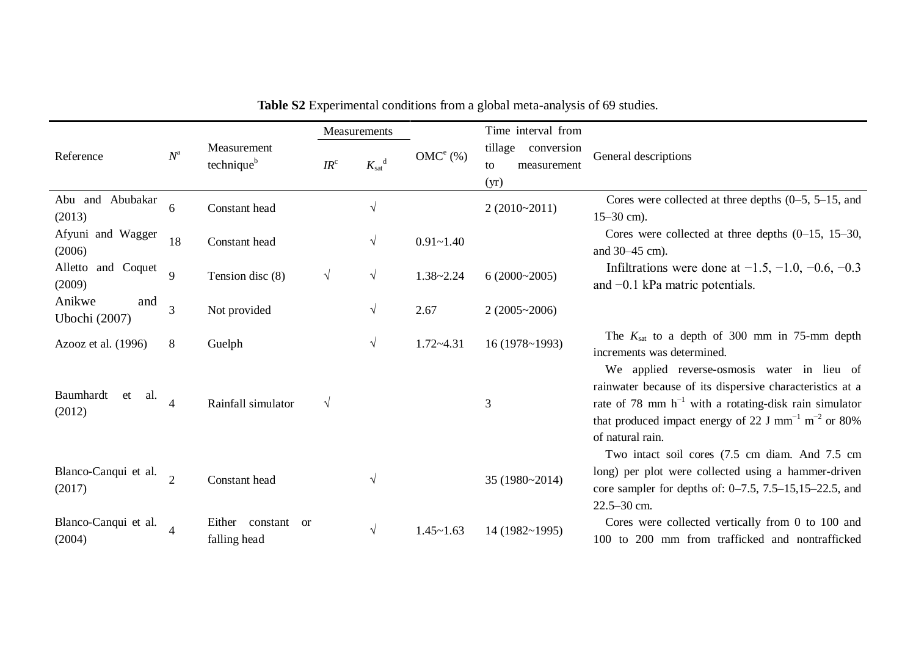**Table S2** Experimental conditions from a global meta-analysis of 69 studies.

| Reference | $N$[a] | Measurement technique[b] | Measurements | | OMC[e] (%) | Time interval from tillage conversion to measurement (yr) | General descriptions |
|---|---|---|---|---|---|---|---|
| | | | $IR$[c] | $K_{sat}$[d] | | | |
| Abu and Abubakar (2013) | 6 | Constant head | | √ | | 2 (2010~2011) | Cores were collected at three depths (0–5, 5–15, and 15–30 cm). |
| Afyuni and Wagger (2006) | 18 | Constant head | | √ | 0.91~1.40 | | Cores were collected at three depths (0–15, 15–30, and 30–45 cm). |
| Alletto and Coquet (2009) | 9 | Tension disc (8) | √ | √ | 1.38~2.24 | 6 (2000~2005) | Infiltrations were done at −1.5, −1.0, −0.6, −0.3 and −0.1 kPa matric potentials. |
| Anikwe and Ubochi (2007) | 3 | Not provided | | √ | 2.67 | 2 (2005~2006) | |
| Azooz et al. (1996) | 8 | Guelph | | √ | 1.72~4.31 | 16 (1978~1993) | The $K_{sat}$ to a depth of 300 mm in 75-mm depth increments was determined. |
| Baumhardt et al. (2012) | 4 | Rainfall simulator | √ | | | 3 | We applied reverse-osmosis water in lieu of rainwater because of its dispersive characteristics at a rate of 78 mm $h^{-1}$ with a rotating-disk rain simulator that produced impact energy of 22 J $mm^{-1}$ $m^{-2}$ or 80% of natural rain. |
| Blanco-Canqui et al. (2017) | 2 | Constant head | | √ | | 35 (1980~2014) | Two intact soil cores (7.5 cm diam. And 7.5 cm long) per plot were collected using a hammer-driven core sampler for depths of: 0–7.5, 7.5–15,15–22.5, and 22.5–30 cm. |
| Blanco-Canqui et al. (2004) | 4 | Either constant or falling head | | √ | 1.45~1.63 | 14 (1982~1995) | Cores were collected vertically from 0 to 100 and 100 to 200 mm from trafficked and nontrafficked |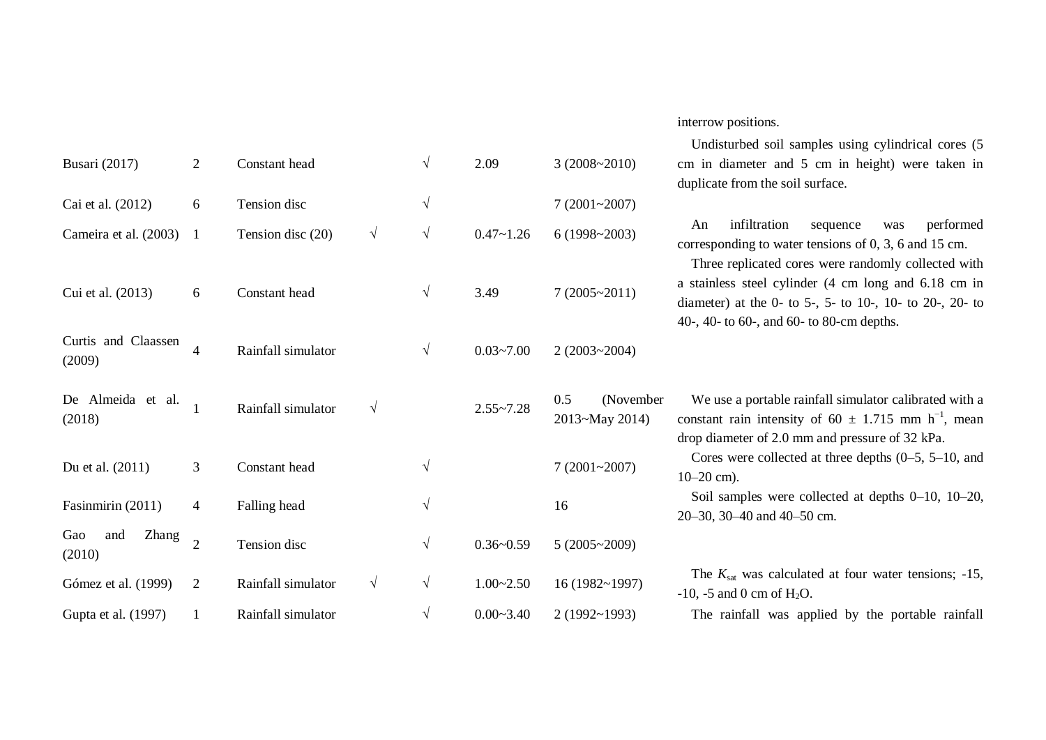| | | | | | | | |
|---|---|---|---|---|---|---|---|
| | | | | | | | interrow positions. |
| Busari (2017) | 2 | Constant head | | √ | 2.09 | 3 (2008~2010) | Undisturbed soil samples using cylindrical cores (5 cm in diameter and 5 cm in height) were taken in duplicate from the soil surface. |
| Cai et al. (2012) | 6 | Tension disc | | √ | | 7 (2001~2007) | |
| Cameira et al. (2003) | 1 | Tension disc (20) | √ | √ | 0.47~1.26 | 6 (1998~2003) | An infiltration sequence was performed corresponding to water tensions of 0, 3, 6 and 15 cm. |
| Cui et al. (2013) | 6 | Constant head | | √ | 3.49 | 7 (2005~2011) | Three replicated cores were randomly collected with a stainless steel cylinder (4 cm long and 6.18 cm in diameter) at the 0- to 5-, 5- to 10-, 10- to 20-, 20- to 40-, 40- to 60-, and 60- to 80-cm depths. |
| Curtis and Claassen (2009) | 4 | Rainfall simulator | | √ | 0.03~7.00 | 2 (2003~2004) | |
| De Almeida et al. (2018) | 1 | Rainfall simulator | √ | | 2.55~7.28 | 0.5 (November 2013~May 2014) | We use a portable rainfall simulator calibrated with a constant rain intensity of 60 ± 1.715 mm $h^{-1}$, mean drop diameter of 2.0 mm and pressure of 32 kPa. |
| Du et al. (2011) | 3 | Constant head | | √ | | 7 (2001~2007) | Cores were collected at three depths (0–5, 5–10, and 10–20 cm). |
| Fasinmirin (2011) | 4 | Falling head | | √ | | 16 | Soil samples were collected at depths 0–10, 10–20, 20–30, 30–40 and 40–50 cm. |
| Gao and Zhang (2010) | 2 | Tension disc | | √ | 0.36~0.59 | 5 (2005~2009) | |
| Gómez et al. (1999) | 2 | Rainfall simulator | √ | √ | 1.00~2.50 | 16 (1982~1997) | The $K_{sat}$ was calculated at four water tensions; -15, -10, -5 and 0 cm of $H_2O$. |
| Gupta et al. (1997) | 1 | Rainfall simulator | | √ | 0.00~3.40 | 2 (1992~1993) | The rainfall was applied by the portable rainfall |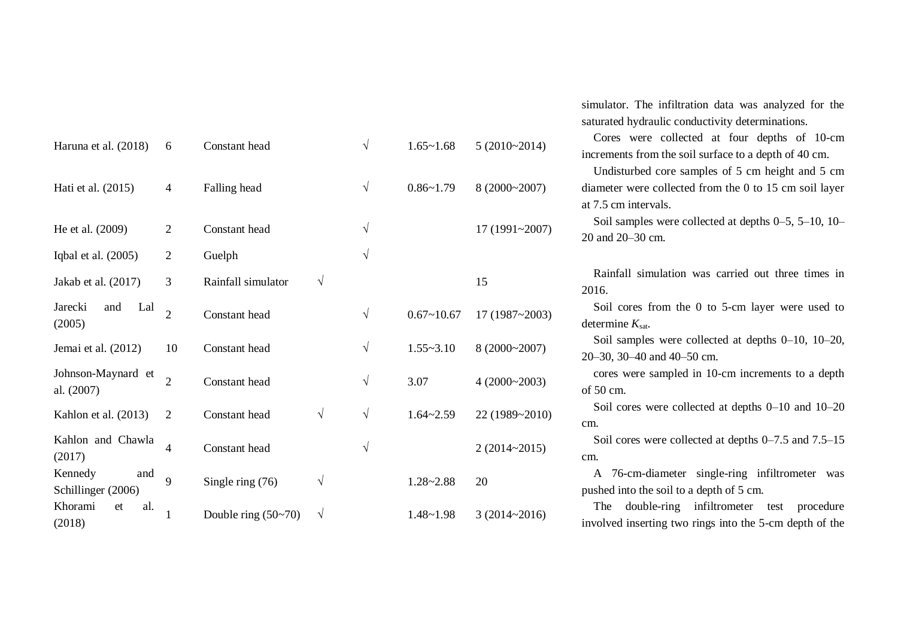| | | | | | | | |
|---|---|---|---|---|---|---|---|
| | | | | | | | simulator. The infiltration data was analyzed for the saturated hydraulic conductivity determinations. |
| Haruna et al. (2018) | 6 | Constant head | | √ | 1.65~1.68 | 5 (2010~2014) | Cores were collected at four depths of 10-cm increments from the soil surface to a depth of 40 cm. |
| Hati et al. (2015) | 4 | Falling head | | √ | 0.86~1.79 | 8 (2000~2007) | Undisturbed core samples of 5 cm height and 5 cm diameter were collected from the 0 to 15 cm soil layer at 7.5 cm intervals. |
| He et al. (2009) | 2 | Constant head | | √ | | 17 (1991~2007) | Soil samples were collected at depths 0–5, 5–10, 10–20 and 20–30 cm. |
| Iqbal et al. (2005) | 2 | Guelph | | √ | | | |
| Jakab et al. (2017) | 3 | Rainfall simulator | √ | | | 15 | Rainfall simulation was carried out three times in 2016. |
| Jarecki and Lal (2005) | 2 | Constant head | | √ | 0.67~10.67 | 17 (1987~2003) | Soil cores from the 0 to 5-cm layer were used to determine $K_{sat}$. |
| Jemai et al. (2012) | 10 | Constant head | | √ | 1.55~3.10 | 8 (2000~2007) | Soil samples were collected at depths 0–10, 10–20, 20–30, 30–40 and 40–50 cm. |
| Johnson-Maynard et al. (2007) | 2 | Constant head | | √ | 3.07 | 4 (2000~2003) | cores were sampled in 10-cm increments to a depth of 50 cm. |
| Kahlon et al. (2013) | 2 | Constant head | √ | √ | 1.64~2.59 | 22 (1989~2010) | Soil cores were collected at depths 0–10 and 10–20 cm. |
| Kahlon and Chawla (2017) | 4 | Constant head | | √ | | 2 (2014~2015) | Soil cores were collected at depths 0–7.5 and 7.5–15 cm. |
| Kennedy and Schillinger (2006) | 9 | Single ring (76) | √ | | 1.28~2.88 | 20 | A 76-cm-diameter single-ring infiltrometer was pushed into the soil to a depth of 5 cm. |
| Khorami et al. (2018) | 1 | Double ring (50~70) | √ | | 1.48~1.98 | 3 (2014~2016) | The double-ring infiltrometer test procedure involved inserting two rings into the 5-cm depth of the |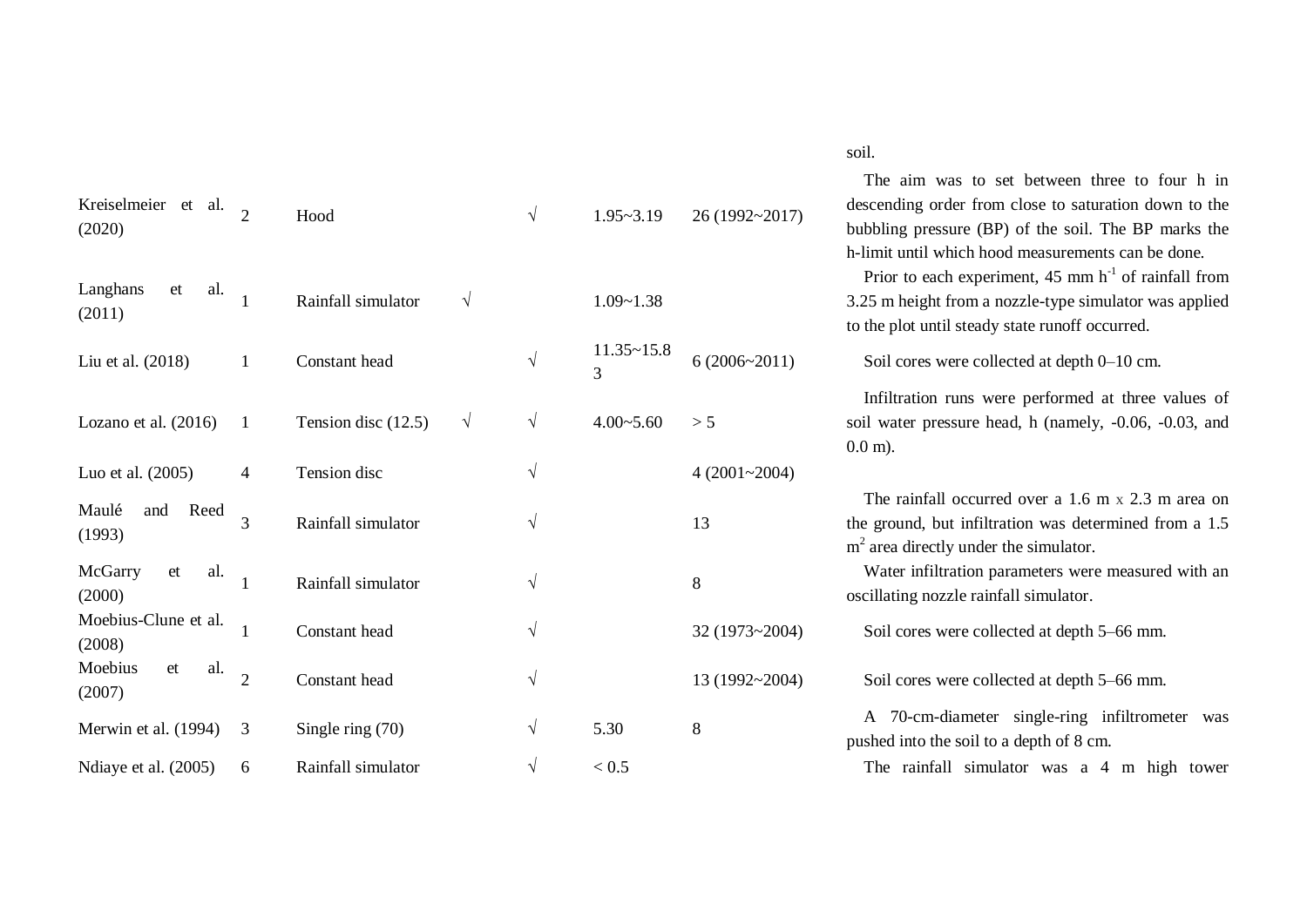| | | | | | | | soil. |
|---|---|---|---|---|---|---|---|
| Kreiselmeier et al. (2020) | 2 | Hood | | √ | 1.95~3.19 | 26 (1992~2017) | The aim was to set between three to four h in descending order from close to saturation down to the bubbling pressure (BP) of the soil. The BP marks the h-limit until which hood measurements can be done. |
| Langhans et al. (2011) | 1 | Rainfall simulator | √ | | 1.09~1.38 | | Prior to each experiment, 45 mm $h^{-1}$ of rainfall from 3.25 m height from a nozzle-type simulator was applied to the plot until steady state runoff occurred. |
| Liu et al. (2018) | 1 | Constant head | | √ | 11.35~15.83 | 6 (2006~2011) | Soil cores were collected at depth 0–10 cm. |
| Lozano et al. (2016) | 1 | Tension disc (12.5) | √ | √ | 4.00~5.60 | > 5 | Infiltration runs were performed at three values of soil water pressure head, h (namely, -0.06, -0.03, and 0.0 m). |
| Luo et al. (2005) | 4 | Tension disc | | √ | | 4 (2001~2004) | |
| Maulé and Reed (1993) | 3 | Rainfall simulator | | √ | | 13 | The rainfall occurred over a 1.6 m x 2.3 m area on the ground, but infiltration was determined from a 1.5 $m^2$ area directly under the simulator. |
| McGarry et al. (2000) | 1 | Rainfall simulator | | √ | | 8 | Water infiltration parameters were measured with an oscillating nozzle rainfall simulator. |
| Moebius-Clune et al. (2008) | 1 | Constant head | | √ | | 32 (1973~2004) | Soil cores were collected at depth 5–66 mm. |
| Moebius et al. (2007) | 2 | Constant head | | √ | | 13 (1992~2004) | Soil cores were collected at depth 5–66 mm. |
| Merwin et al. (1994) | 3 | Single ring (70) | | √ | 5.30 | 8 | A 70-cm-diameter single-ring infiltrometer was pushed into the soil to a depth of 8 cm. |
| Ndiaye et al. (2005) | 6 | Rainfall simulator | | √ | < 0.5 | | The rainfall simulator was a 4 m high tower |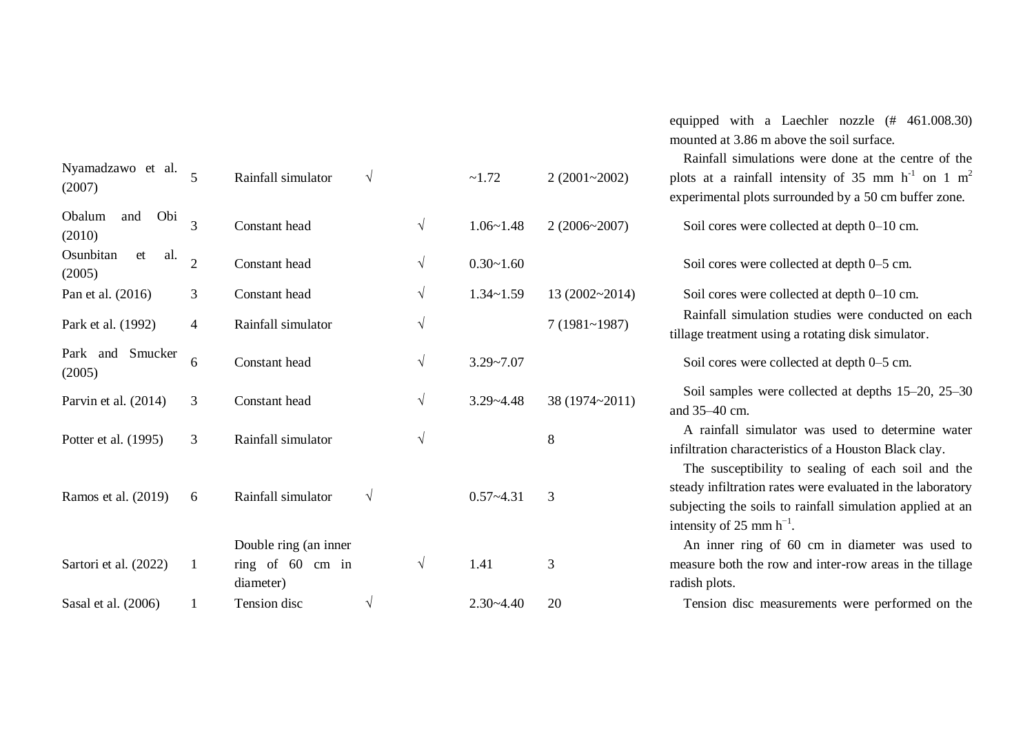| | | | | | | | |
|---|---|---|---|---|---|---|---|
| | | | | | | | equipped with a Laechler nozzle (# 461.008.30) mounted at 3.86 m above the soil surface. |
| Nyamadzawo et al. (2007) | 5 | Rainfall simulator | √ | | ~1.72 | 2 (2001~2002) | Rainfall simulations were done at the centre of the plots at a rainfall intensity of 35 mm $h^{-1}$ on 1 $m^2$ experimental plots surrounded by a 50 cm buffer zone. |
| Obalum and Obi (2010) | 3 | Constant head | | √ | 1.06~1.48 | 2 (2006~2007) | Soil cores were collected at depth 0–10 cm. |
| Osunbitan et al. (2005) | 2 | Constant head | | √ | 0.30~1.60 | | Soil cores were collected at depth 0–5 cm. |
| Pan et al. (2016) | 3 | Constant head | | √ | 1.34~1.59 | 13 (2002~2014) | Soil cores were collected at depth 0–10 cm. |
| Park et al. (1992) | 4 | Rainfall simulator | | √ | | 7 (1981~1987) | Rainfall simulation studies were conducted on each tillage treatment using a rotating disk simulator. |
| Park and Smucker (2005) | 6 | Constant head | | √ | 3.29~7.07 | | Soil cores were collected at depth 0–5 cm. |
| Parvin et al. (2014) | 3 | Constant head | | √ | 3.29~4.48 | 38 (1974~2011) | Soil samples were collected at depths 15–20, 25–30 and 35–40 cm. |
| Potter et al. (1995) | 3 | Rainfall simulator | | √ | | 8 | A rainfall simulator was used to determine water infiltration characteristics of a Houston Black clay. |
| Ramos et al. (2019) | 6 | Rainfall simulator | √ | | 0.57~4.31 | 3 | The susceptibility to sealing of each soil and the steady infiltration rates were evaluated in the laboratory subjecting the soils to rainfall simulation applied at an intensity of 25 mm $h^{-1}$. |
| Sartori et al. (2022) | 1 | Double ring (an inner ring of 60 cm in diameter) | | √ | 1.41 | 3 | An inner ring of 60 cm in diameter was used to measure both the row and inter-row areas in the tillage radish plots. |
| Sasal et al. (2006) | 1 | Tension disc | √ | | 2.30~4.40 | 20 | Tension disc measurements were performed on the |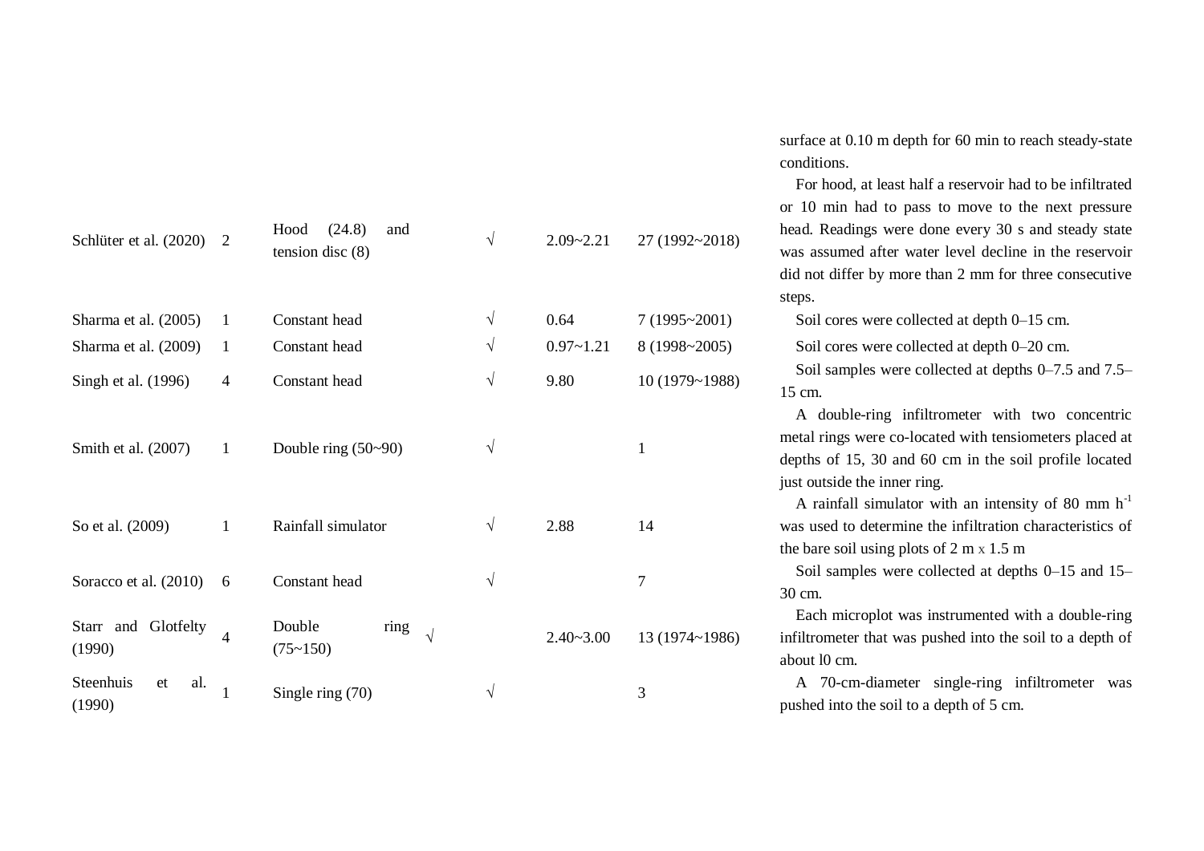| | | | | | | | |
|---|---|---|---|---|---|---|---|
| Schlüter et al. (2020) | 2 | Hood (24.8) and tension disc (8) | | √ | 2.09~2.21 | 27 (1992~2018) | surface at 0.10 m depth for 60 min to reach steady-state conditions. For hood, at least half a reservoir had to be infiltrated or 10 min had to pass to move to the next pressure head. Readings were done every 30 s and steady state was assumed after water level decline in the reservoir did not differ by more than 2 mm for three consecutive steps. |
| Sharma et al. (2005) | 1 | Constant head | | √ | 0.64 | 7 (1995~2001) | Soil cores were collected at depth 0–15 cm. |
| Sharma et al. (2009) | 1 | Constant head | | √ | 0.97~1.21 | 8 (1998~2005) | Soil cores were collected at depth 0–20 cm. |
| Singh et al. (1996) | 4 | Constant head | | √ | 9.80 | 10 (1979~1988) | Soil samples were collected at depths 0–7.5 and 7.5–15 cm. |
| Smith et al. (2007) | 1 | Double ring (50~90) | | √ | | 1 | A double-ring infiltrometer with two concentric metal rings were co-located with tensiometers placed at depths of 15, 30 and 60 cm in the soil profile located just outside the inner ring. |
| So et al. (2009) | 1 | Rainfall simulator | | √ | 2.88 | 14 | A rainfall simulator with an intensity of 80 mm $h^{-1}$ was used to determine the infiltration characteristics of the bare soil using plots of 2 m x 1.5 m |
| Soracco et al. (2010) | 6 | Constant head | | √ | | 7 | Soil samples were collected at depths 0–15 and 15–30 cm. |
| Starr and Glotfelty (1990) | 4 | Double ring (75~150) | √ | | 2.40~3.00 | 13 (1974~1986) | Each microplot was instrumented with a double-ring infiltrometer that was pushed into the soil to a depth of about l0 cm. |
| Steenhuis et al. (1990) | 1 | Single ring (70) | | √ | | 3 | A 70-cm-diameter single-ring infiltrometer was pushed into the soil to a depth of 5 cm. |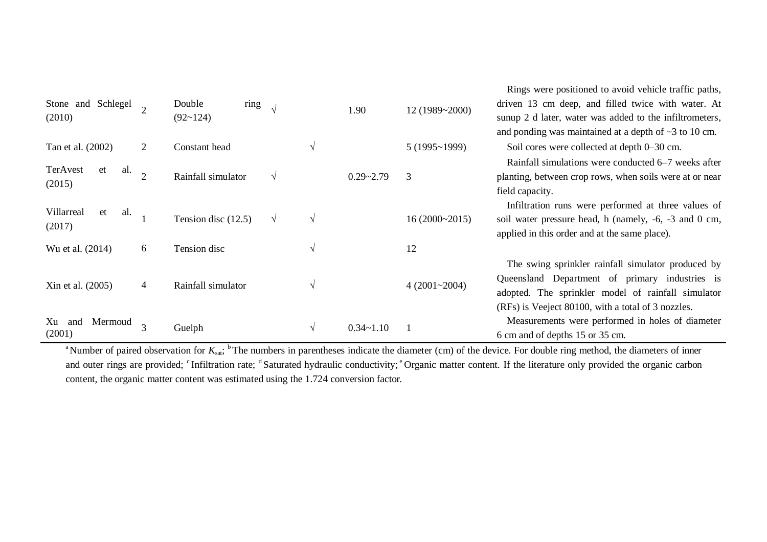| | | | | | | | |
|---|---|---|---|---|---|---|---|
| Stone and Schlegel (2010) | 2 | Double ring (92~124) | √ | | 1.90 | 12 (1989~2000) | Rings were positioned to avoid vehicle traffic paths, driven 13 cm deep, and filled twice with water. At sunup 2 d later, water was added to the infiltrometers, and ponding was maintained at a depth of ~3 to 10 cm. |
| Tan et al. (2002) | 2 | Constant head | | √ | | 5 (1995~1999) | Soil cores were collected at depth 0–30 cm. |
| TerAvest et al. (2015) | 2 | Rainfall simulator | √ | | 0.29~2.79 | 3 | Rainfall simulations were conducted 6–7 weeks after planting, between crop rows, when soils were at or near field capacity. |
| Villarreal et al. (2017) | 1 | Tension disc (12.5) | √ | √ | | 16 (2000~2015) | Infiltration runs were performed at three values of soil water pressure head, h (namely, -6, -3 and 0 cm, applied in this order and at the same place). |
| Wu et al. (2014) | 6 | Tension disc | | √ | | 12 | |
| Xin et al. (2005) | 4 | Rainfall simulator | | √ | | 4 (2001~2004) | The swing sprinkler rainfall simulator produced by Queensland Department of primary industries is adopted. The sprinkler model of rainfall simulator (RFs) is Veeject 80100, with a total of 3 nozzles. |
| Xu and Mermoud (2001) | 3 | Guelph | | √ | 0.34~1.10 | 1 | Measurements were performed in holes of diameter 6 cm and of depths 15 or 35 cm. |

[a] Number of paired observation for $K_{sat}$; [b] The numbers in parentheses indicate the diameter (cm) of the device. For double ring method, the diameters of inner and outer rings are provided; [c] Infiltration rate; [d] Saturated hydraulic conductivity; [e] Organic matter content. If the literature only provided the organic carbon content, the organic matter content was estimated using the 1.724 conversion factor.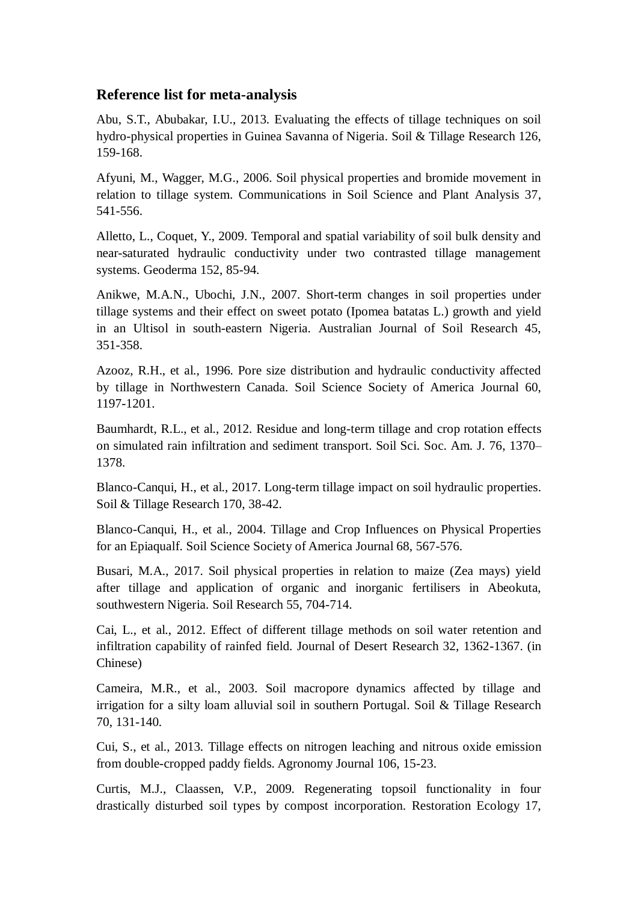## Reference list for meta-analysis

Abu, S.T., Abubakar, I.U., 2013. Evaluating the effects of tillage techniques on soil hydro-physical properties in Guinea Savanna of Nigeria. Soil & Tillage Research 126, 159-168.

Afyuni, M., Wagger, M.G., 2006. Soil physical properties and bromide movement in relation to tillage system. Communications in Soil Science and Plant Analysis 37, 541-556.

Alletto, L., Coquet, Y., 2009. Temporal and spatial variability of soil bulk density and near-saturated hydraulic conductivity under two contrasted tillage management systems. Geoderma 152, 85-94.

Anikwe, M.A.N., Ubochi, J.N., 2007. Short-term changes in soil properties under tillage systems and their effect on sweet potato (Ipomea batatas L.) growth and yield in an Ultisol in south-eastern Nigeria. Australian Journal of Soil Research 45, 351-358.

Azooz, R.H., et al., 1996. Pore size distribution and hydraulic conductivity affected by tillage in Northwestern Canada. Soil Science Society of America Journal 60, 1197-1201.

Baumhardt, R.L., et al., 2012. Residue and long-term tillage and crop rotation effects on simulated rain infiltration and sediment transport. Soil Sci. Soc. Am. J. 76, 1370–1378.

Blanco-Canqui, H., et al., 2017. Long-term tillage impact on soil hydraulic properties. Soil & Tillage Research 170, 38-42.

Blanco-Canqui, H., et al., 2004. Tillage and Crop Influences on Physical Properties for an Epiaqualf. Soil Science Society of America Journal 68, 567-576.

Busari, M.A., 2017. Soil physical properties in relation to maize (Zea mays) yield after tillage and application of organic and inorganic fertilisers in Abeokuta, southwestern Nigeria. Soil Research 55, 704-714.

Cai, L., et al., 2012. Effect of different tillage methods on soil water retention and infiltration capability of rainfed field. Journal of Desert Research 32, 1362-1367. (in Chinese)

Cameira, M.R., et al., 2003. Soil macropore dynamics affected by tillage and irrigation for a silty loam alluvial soil in southern Portugal. Soil & Tillage Research 70, 131-140.

Cui, S., et al., 2013. Tillage effects on nitrogen leaching and nitrous oxide emission from double-cropped paddy fields. Agronomy Journal 106, 15-23.

Curtis, M.J., Claassen, V.P., 2009. Regenerating topsoil functionality in four drastically disturbed soil types by compost incorporation. Restoration Ecology 17,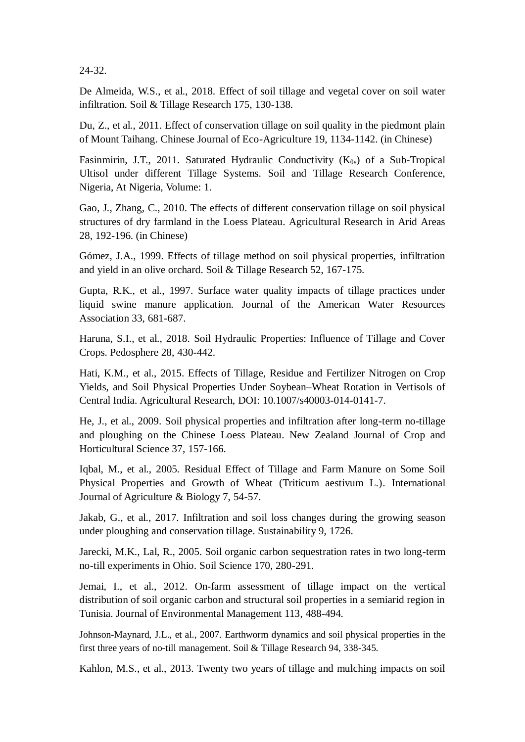24-32.

De Almeida, W.S., et al., 2018. Effect of soil tillage and vegetal cover on soil water infiltration. Soil & Tillage Research 175, 130-138.

Du, Z., et al., 2011. Effect of conservation tillage on soil quality in the piedmont plain of Mount Taihang. Chinese Journal of Eco-Agriculture 19, 1134-1142. (in Chinese)

Fasinmirin, J.T., 2011. Saturated Hydraulic Conductivity ($K_{\theta s}$) of a Sub-Tropical Ultisol under different Tillage Systems. Soil and Tillage Research Conference, Nigeria, At Nigeria, Volume: 1.

Gao, J., Zhang, C., 2010. The effects of different conservation tillage on soil physical structures of dry farmland in the Loess Plateau. Agricultural Research in Arid Areas 28, 192-196. (in Chinese)

Gómez, J.A., 1999. Effects of tillage method on soil physical properties, infiltration and yield in an olive orchard. Soil & Tillage Research 52, 167-175.

Gupta, R.K., et al., 1997. Surface water quality impacts of tillage practices under liquid swine manure application. Journal of the American Water Resources Association 33, 681-687.

Haruna, S.I., et al., 2018. Soil Hydraulic Properties: Influence of Tillage and Cover Crops. Pedosphere 28, 430-442.

Hati, K.M., et al., 2015. Effects of Tillage, Residue and Fertilizer Nitrogen on Crop Yields, and Soil Physical Properties Under Soybean–Wheat Rotation in Vertisols of Central India. Agricultural Research, DOI: 10.1007/s40003-014-0141-7.

He, J., et al., 2009. Soil physical properties and infiltration after long-term no-tillage and ploughing on the Chinese Loess Plateau. New Zealand Journal of Crop and Horticultural Science 37, 157-166.

Iqbal, M., et al., 2005. Residual Effect of Tillage and Farm Manure on Some Soil Physical Properties and Growth of Wheat (Triticum aestivum L.). International Journal of Agriculture & Biology 7, 54-57.

Jakab, G., et al., 2017. Infiltration and soil loss changes during the growing season under ploughing and conservation tillage. Sustainability 9, 1726.

Jarecki, M.K., Lal, R., 2005. Soil organic carbon sequestration rates in two long-term no-till experiments in Ohio. Soil Science 170, 280-291.

Jemai, I., et al., 2012. On-farm assessment of tillage impact on the vertical distribution of soil organic carbon and structural soil properties in a semiarid region in Tunisia. Journal of Environmental Management 113, 488-494.

Johnson-Maynard, J.L., et al., 2007. Earthworm dynamics and soil physical properties in the first three years of no-till management. Soil & Tillage Research 94, 338-345.

Kahlon, M.S., et al., 2013. Twenty two years of tillage and mulching impacts on soil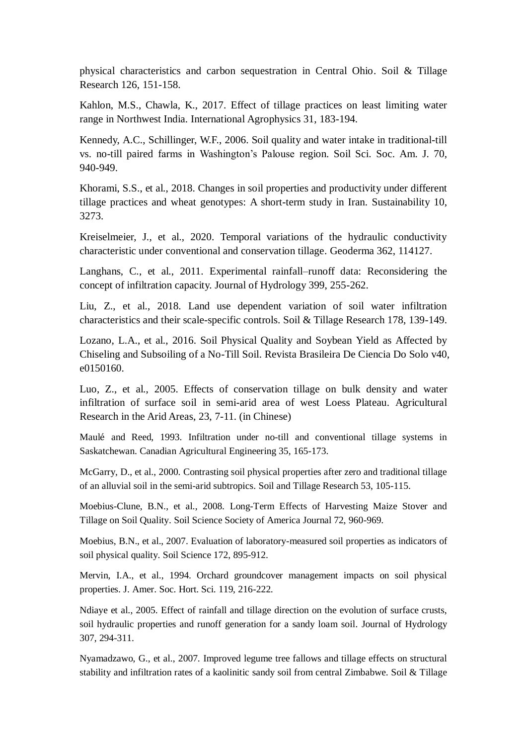physical characteristics and carbon sequestration in Central Ohio. Soil & Tillage Research 126, 151-158.

Kahlon, M.S., Chawla, K., 2017. Effect of tillage practices on least limiting water range in Northwest India. International Agrophysics 31, 183-194.

Kennedy, A.C., Schillinger, W.F., 2006. Soil quality and water intake in traditional-till vs. no-till paired farms in Washington's Palouse region. Soil Sci. Soc. Am. J. 70, 940-949.

Khorami, S.S., et al., 2018. Changes in soil properties and productivity under different tillage practices and wheat genotypes: A short-term study in Iran. Sustainability 10, 3273.

Kreiselmeier, J., et al., 2020. Temporal variations of the hydraulic conductivity characteristic under conventional and conservation tillage. Geoderma 362, 114127.

Langhans, C., et al., 2011. Experimental rainfall–runoff data: Reconsidering the concept of infiltration capacity. Journal of Hydrology 399, 255-262.

Liu, Z., et al., 2018. Land use dependent variation of soil water infiltration characteristics and their scale-specific controls. Soil & Tillage Research 178, 139-149.

Lozano, L.A., et al., 2016. Soil Physical Quality and Soybean Yield as Affected by Chiseling and Subsoiling of a No-Till Soil. Revista Brasileira De Ciencia Do Solo v40, e0150160.

Luo, Z., et al., 2005. Effects of conservation tillage on bulk density and water infiltration of surface soil in semi-arid area of west Loess Plateau. Agricultural Research in the Arid Areas, 23, 7-11. (in Chinese)

Maulé and Reed, 1993. Infiltration under no-till and conventional tillage systems in Saskatchewan. Canadian Agricultural Engineering 35, 165-173.

McGarry, D., et al., 2000. Contrasting soil physical properties after zero and traditional tillage of an alluvial soil in the semi-arid subtropics. Soil and Tillage Research 53, 105-115.

Moebius-Clune, B.N., et al., 2008. Long-Term Effects of Harvesting Maize Stover and Tillage on Soil Quality. Soil Science Society of America Journal 72, 960-969.

Moebius, B.N., et al., 2007. Evaluation of laboratory-measured soil properties as indicators of soil physical quality. Soil Science 172, 895-912.

Mervin, I.A., et al., 1994. Orchard groundcover management impacts on soil physical properties. J. Amer. Soc. Hort. Sci. 119, 216-222.

Ndiaye et al., 2005. Effect of rainfall and tillage direction on the evolution of surface crusts, soil hydraulic properties and runoff generation for a sandy loam soil. Journal of Hydrology 307, 294-311.

Nyamadzawo, G., et al., 2007. Improved legume tree fallows and tillage effects on structural stability and infiltration rates of a kaolinitic sandy soil from central Zimbabwe. Soil & Tillage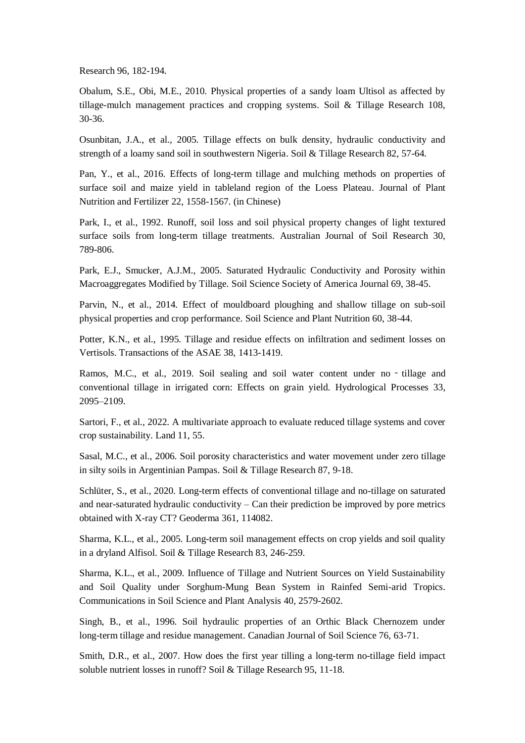Research 96, 182-194.

Obalum, S.E., Obi, M.E., 2010. Physical properties of a sandy loam Ultisol as affected by tillage-mulch management practices and cropping systems. Soil & Tillage Research 108, 30-36.

Osunbitan, J.A., et al., 2005. Tillage effects on bulk density, hydraulic conductivity and strength of a loamy sand soil in southwestern Nigeria. Soil & Tillage Research 82, 57-64.

Pan, Y., et al., 2016. Effects of long-term tillage and mulching methods on properties of surface soil and maize yield in tableland region of the Loess Plateau. Journal of Plant Nutrition and Fertilizer 22, 1558-1567. (in Chinese)

Park, I., et al., 1992. Runoff, soil loss and soil physical property changes of light textured surface soils from long-term tillage treatments. Australian Journal of Soil Research 30, 789-806.

Park, E.J., Smucker, A.J.M., 2005. Saturated Hydraulic Conductivity and Porosity within Macroaggregates Modified by Tillage. Soil Science Society of America Journal 69, 38-45.

Parvin, N., et al., 2014. Effect of mouldboard ploughing and shallow tillage on sub-soil physical properties and crop performance. Soil Science and Plant Nutrition 60, 38-44.

Potter, K.N., et al., 1995. Tillage and residue effects on infiltration and sediment losses on Vertisols. Transactions of the ASAE 38, 1413-1419.

Ramos, M.C., et al., 2019. Soil sealing and soil water content under no‐tillage and conventional tillage in irrigated corn: Effects on grain yield. Hydrological Processes 33, 2095–2109.

Sartori, F., et al., 2022. A multivariate approach to evaluate reduced tillage systems and cover crop sustainability. Land 11, 55.

Sasal, M.C., et al., 2006. Soil porosity characteristics and water movement under zero tillage in silty soils in Argentinian Pampas. Soil & Tillage Research 87, 9-18.

Schlüter, S., et al., 2020. Long-term effects of conventional tillage and no-tillage on saturated and near-saturated hydraulic conductivity – Can their prediction be improved by pore metrics obtained with X-ray CT? Geoderma 361, 114082.

Sharma, K.L., et al., 2005. Long-term soil management effects on crop yields and soil quality in a dryland Alfisol. Soil & Tillage Research 83, 246-259.

Sharma, K.L., et al., 2009. Influence of Tillage and Nutrient Sources on Yield Sustainability and Soil Quality under Sorghum-Mung Bean System in Rainfed Semi-arid Tropics. Communications in Soil Science and Plant Analysis 40, 2579-2602.

Singh, B., et al., 1996. Soil hydraulic properties of an Orthic Black Chernozem under long-term tillage and residue management. Canadian Journal of Soil Science 76, 63-71.

Smith, D.R., et al., 2007. How does the first year tilling a long-term no-tillage field impact soluble nutrient losses in runoff? Soil & Tillage Research 95, 11-18.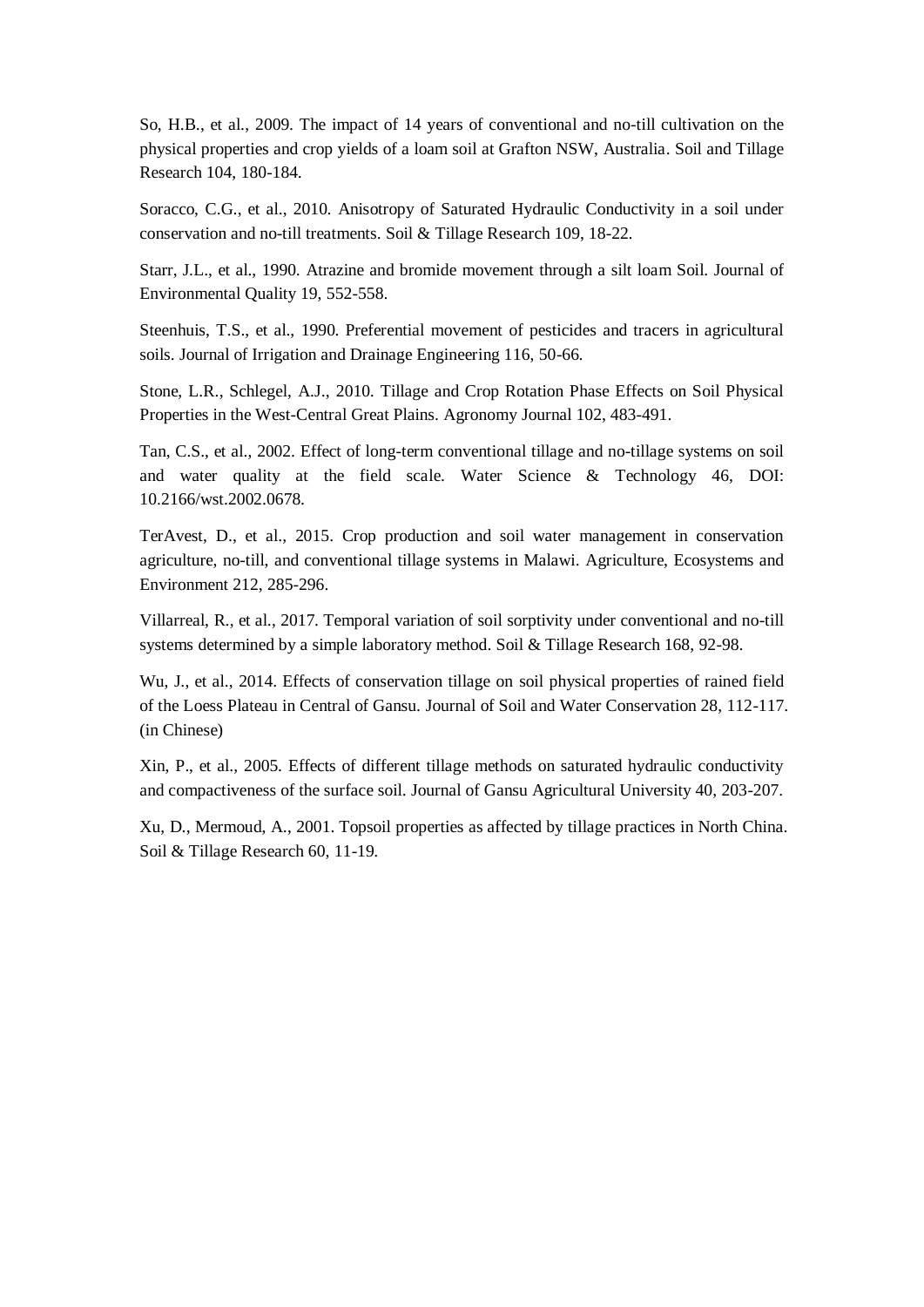So, H.B., et al., 2009. The impact of 14 years of conventional and no-till cultivation on the physical properties and crop yields of a loam soil at Grafton NSW, Australia. Soil and Tillage Research 104, 180-184.

Soracco, C.G., et al., 2010. Anisotropy of Saturated Hydraulic Conductivity in a soil under conservation and no-till treatments. Soil & Tillage Research 109, 18-22.

Starr, J.L., et al., 1990. Atrazine and bromide movement through a silt loam Soil. Journal of Environmental Quality 19, 552-558.

Steenhuis, T.S., et al., 1990. Preferential movement of pesticides and tracers in agricultural soils. Journal of Irrigation and Drainage Engineering 116, 50-66.

Stone, L.R., Schlegel, A.J., 2010. Tillage and Crop Rotation Phase Effects on Soil Physical Properties in the West-Central Great Plains. Agronomy Journal 102, 483-491.

Tan, C.S., et al., 2002. Effect of long-term conventional tillage and no-tillage systems on soil and water quality at the field scale. Water Science & Technology 46, DOI: 10.2166/wst.2002.0678.

TerAvest, D., et al., 2015. Crop production and soil water management in conservation agriculture, no-till, and conventional tillage systems in Malawi. Agriculture, Ecosystems and Environment 212, 285-296.

Villarreal, R., et al., 2017. Temporal variation of soil sorptivity under conventional and no-till systems determined by a simple laboratory method. Soil & Tillage Research 168, 92-98.

Wu, J., et al., 2014. Effects of conservation tillage on soil physical properties of rained field of the Loess Plateau in Central of Gansu. Journal of Soil and Water Conservation 28, 112-117. (in Chinese)

Xin, P., et al., 2005. Effects of different tillage methods on saturated hydraulic conductivity and compactiveness of the surface soil. Journal of Gansu Agricultural University 40, 203-207.

Xu, D., Mermoud, A., 2001. Topsoil properties as affected by tillage practices in North China. Soil & Tillage Research 60, 11-19.